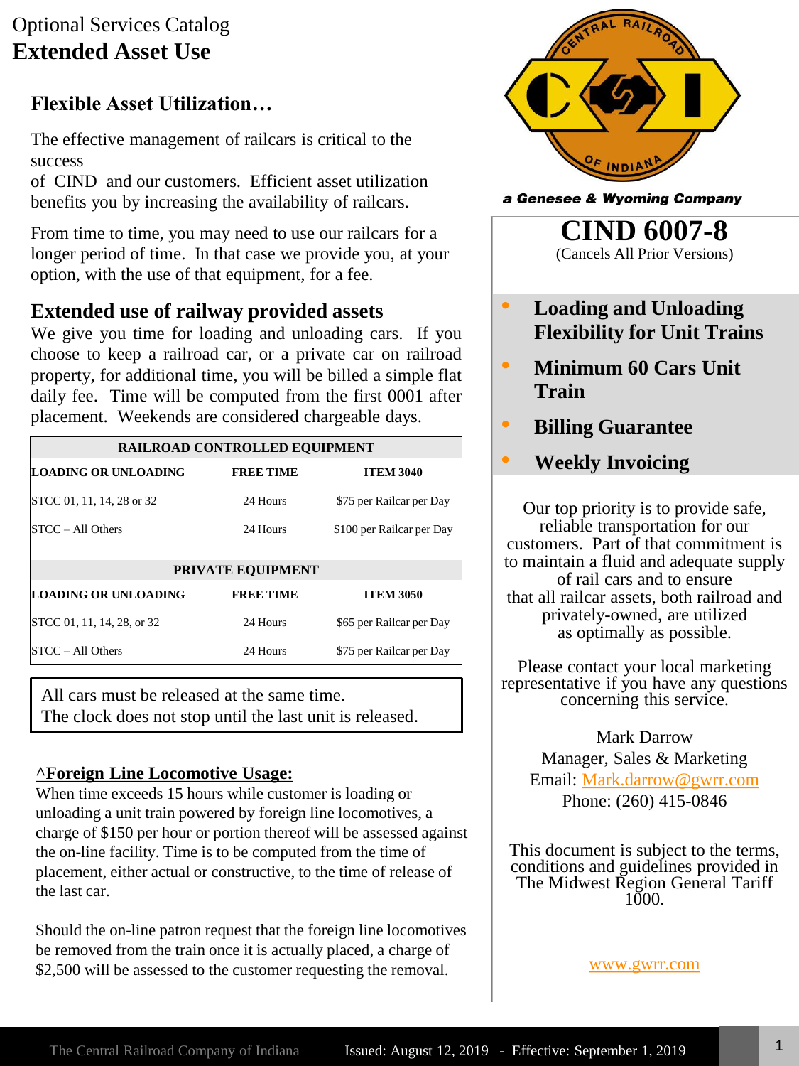Optional Services Catalog

# Extended Asset Use

## Flexible Asset Utilization…

The effective management of railcars is critical to the success of CIND and our customers. Efficient asset utilization benefits you by increasing the availability of railcars.

From time to time, you may need to use our railcars for a longer period of time. In that case we provide you, at your option, with the use of that equipment, for a fee.

## Extended use of railway provided assets

We give you time for loading and unloading cars. If you choose to keep a railroad car, or a private car on railroad property, for additional time, you will be billed a simple flat daily fee. Time will be computed from the first 0001 after placement. Weekends are considered chargeable days.

| RAILROAD CONTROLLED EQUIPMENT | | |
|---|---|---|
| **LOADING OR UNLOADING** | **FREE TIME** | **ITEM 3040** |
| STCC 01, 11, 14, 28 or 32 | 24 Hours | $75 per Railcar per Day |
| STCC – All Others | 24 Hours | $100 per Railcar per Day |
| **PRIVATE EQUIPMENT** | | |
| **LOADING OR UNLOADING** | **FREE TIME** | **ITEM 3050** |
| STCC 01, 11, 14, 28, or 32 | 24 Hours | $65 per Railcar per Day |
| STCC – All Others | 24 Hours | $75 per Railcar per Day |

All cars must be released at the same time.
The clock does not stop until the last unit is released.

### ^Foreign Line Locomotive Usage:

When time exceeds 15 hours while customer is loading or unloading a unit train powered by foreign line locomotives, a charge of $150 per hour or portion thereof will be assessed against the on-line facility. Time is to be computed from the time of placement, either actual or constructive, to the time of release of the last car.

Should the on-line patron request that the foreign line locomotives be removed from the train once it is actually placed, a charge of $2,500 will be assessed to the customer requesting the removal.

CENTRAL RAILROAD OF INDIANA

*a Genesee & Wyoming Company*

# CIND 6007-8

(Cancels All Prior Versions)

- **Loading and Unloading Flexibility for Unit Trains**
- **Minimum 60 Cars Unit Train**
- **Billing Guarantee**
- **Weekly Invoicing**

Our top priority is to provide safe, reliable transportation for our customers. Part of that commitment is to maintain a fluid and adequate supply of rail cars and to ensure that all railcar assets, both railroad and privately-owned, are utilized as optimally as possible.

Please contact your local marketing representative if you have any questions concerning this service.

Mark Darrow
Manager, Sales & Marketing
Email: Mark.darrow@gwrr.com
Phone: (260) 415-0846

This document is subject to the terms, conditions and guidelines provided in The Midwest Region General Tariff 1000.

www.gwrr.com

The Central Railroad Company of Indiana — Issued: August 12, 2019 - Effective: September 1, 2019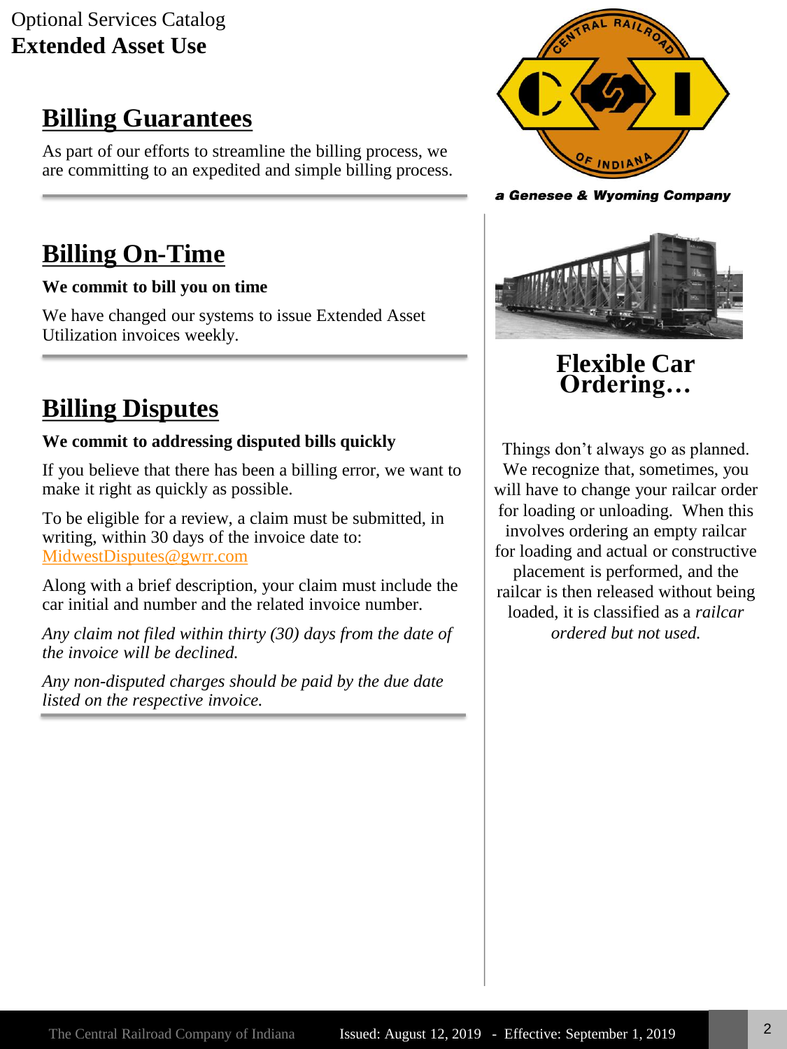Optional Services Catalog
**Extended Asset Use**

## Billing Guarantees

As part of our efforts to streamline the billing process, we are committing to an expedited and simple billing process.

## Billing On-Time

**We commit to bill you on time**

We have changed our systems to issue Extended Asset Utilization invoices weekly.

## Billing Disputes

**We commit to addressing disputed bills quickly**

If you believe that there has been a billing error, we want to make it right as quickly as possible.

To be eligible for a review, a claim must be submitted, in writing, within 30 days of the invoice date to: MidwestDisputes@gwrr.com

Along with a brief description, your claim must include the car initial and number and the related invoice number.

*Any claim not filed within thirty (30) days from the date of the invoice will be declined.*

*Any non-disputed charges should be paid by the due date listed on the respective invoice.*

CENTRAL RAILROAD OF INDIANA

*a Genesee & Wyoming Company*

## Flexible Car Ordering…

Things don't always go as planned. We recognize that, sometimes, you will have to change your railcar order for loading or unloading. When this involves ordering an empty railcar for loading and actual or constructive placement is performed, and the railcar is then released without being loaded, it is classified as a *railcar ordered but not used.*

The Central Railroad Company of Indiana Issued: August 12, 2019 - Effective: September 1, 2019